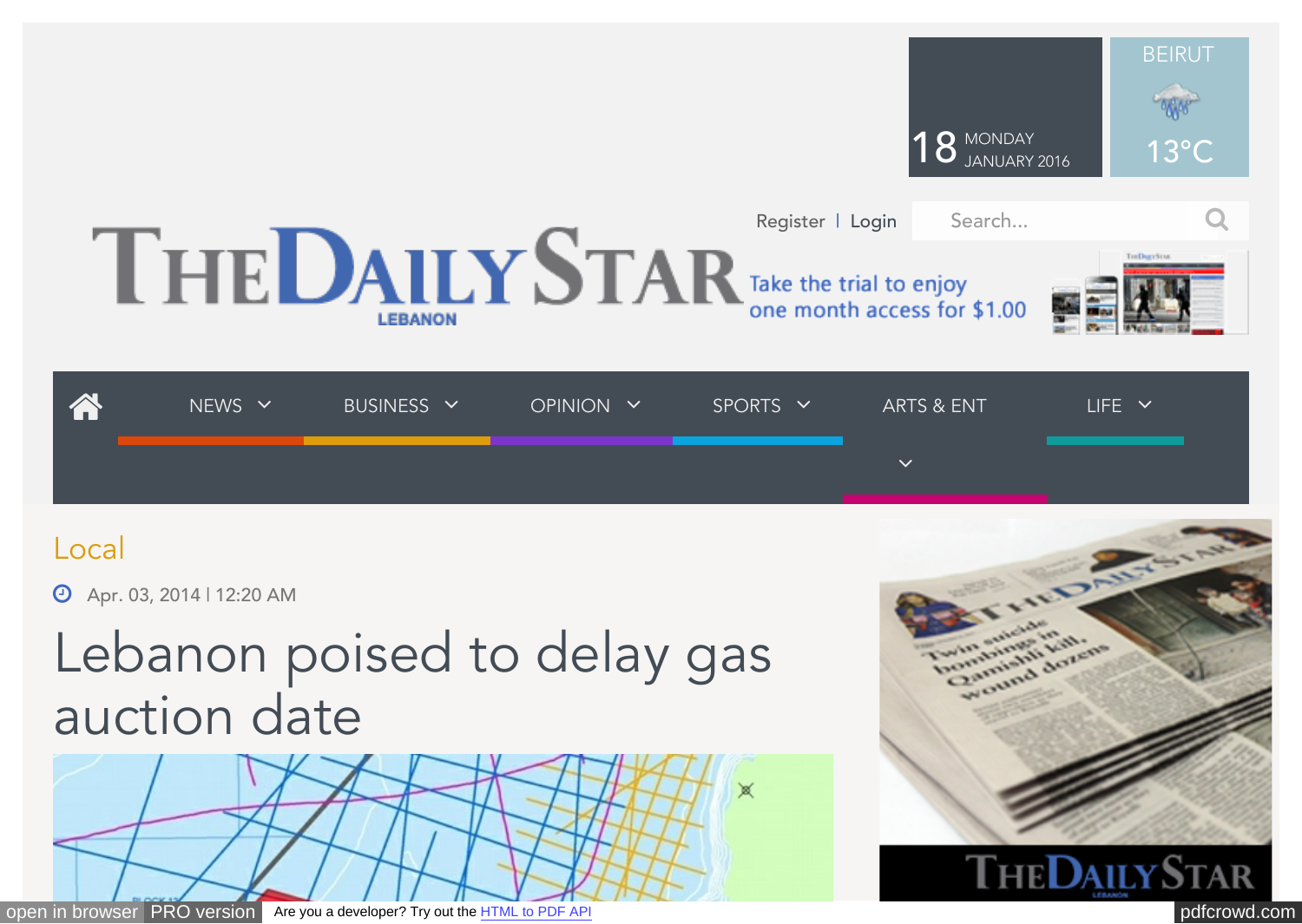18 MONDAY JANUARY 2016

BEIRUT 13°C

Register | Login

Search...

THE DAILY STAR LEBANON

Take the trial to enjoy one month access for $1.00

NEWS BUSINESS OPINION SPORTS ARTS & ENT LIFE

Local

Apr. 03, 2014 | 12:20 AM

# Lebanon poised to delay gas auction date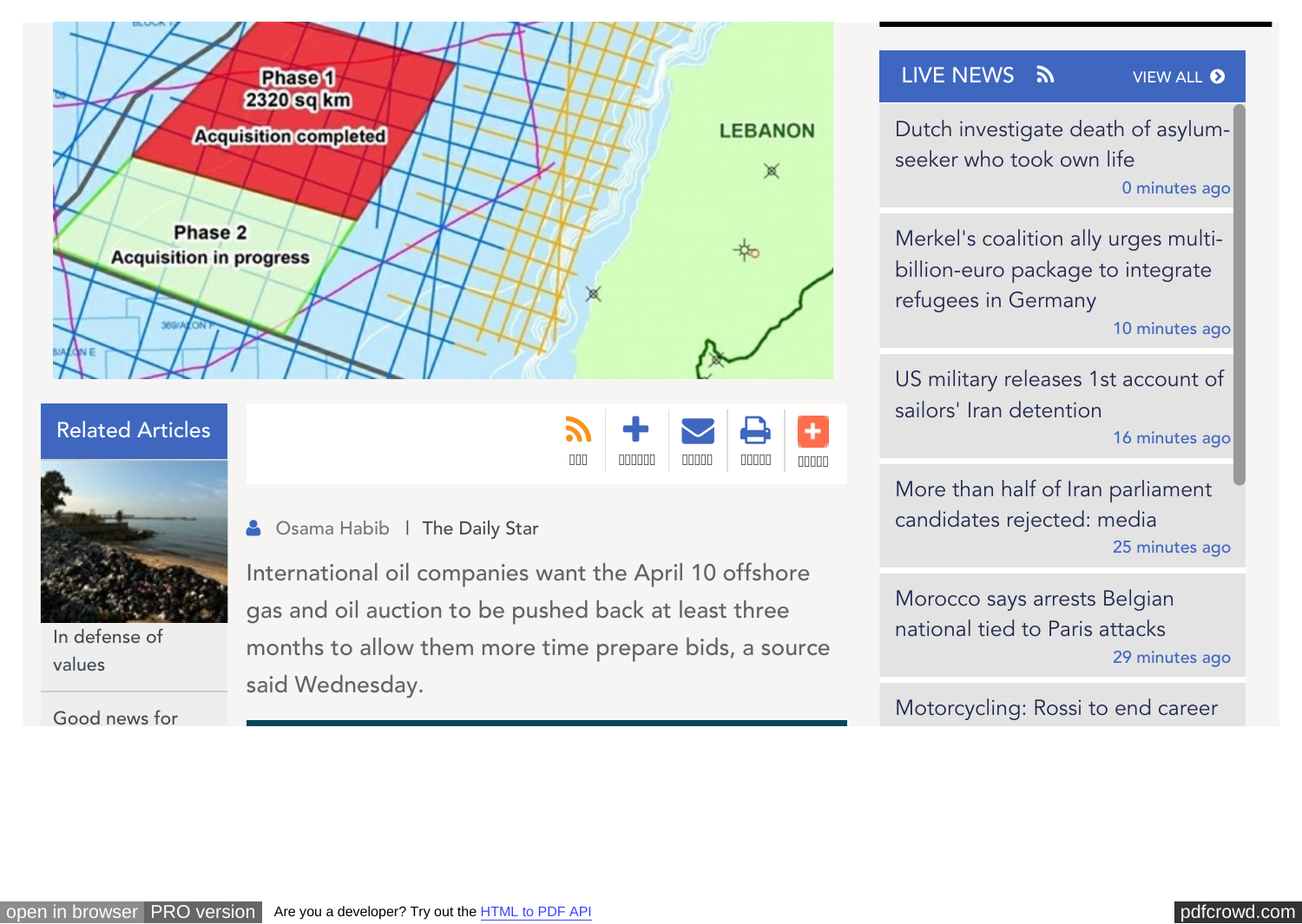## Related Articles

In defense of values

Good news for

Osama Habib | The Daily Star

International oil companies want the April 10 offshore gas and oil auction to be pushed back at least three months to allow them more time prepare bids, a source said Wednesday.

## LIVE NEWS

VIEW ALL

Dutch investigate death of asylum-seeker who took own life

0 minutes ago

Merkel's coalition ally urges multi-billion-euro package to integrate refugees in Germany

10 minutes ago

US military releases 1st account of sailors' Iran detention

16 minutes ago

More than half of Iran parliament candidates rejected: media

25 minutes ago

Morocco says arrests Belgian national tied to Paris attacks

29 minutes ago

Motorcycling: Rossi to end career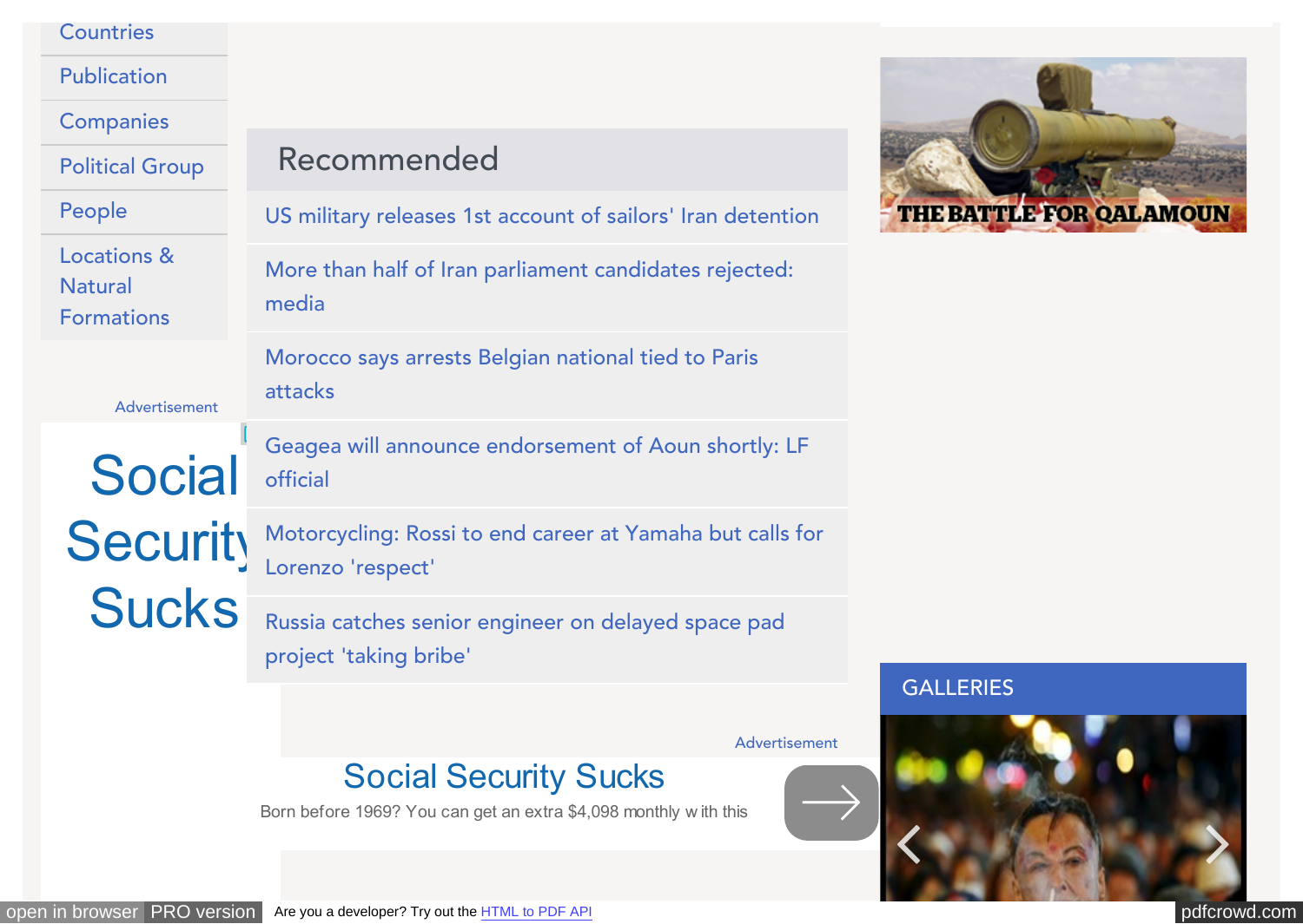- Countries
- Publication
- Companies
- Political Group
- People
- Locations & Natural Formations

Advertisement

Social Security Sucks

## Recommended

- US military releases 1st account of sailors' Iran detention
- More than half of Iran parliament candidates rejected: media
- Morocco says arrests Belgian national tied to Paris attacks
- Geagea will announce endorsement of Aoun shortly: LF official
- Motorcycling: Rossi to end career at Yamaha but calls for Lorenzo 'respect'
- Russia catches senior engineer on delayed space pad project 'taking bribe'

Advertisement

Social Security Sucks

Born before 1969? You can get an extra $4,098 monthly w ith this

THE BATTLE FOR QALAMOUN

GALLERIES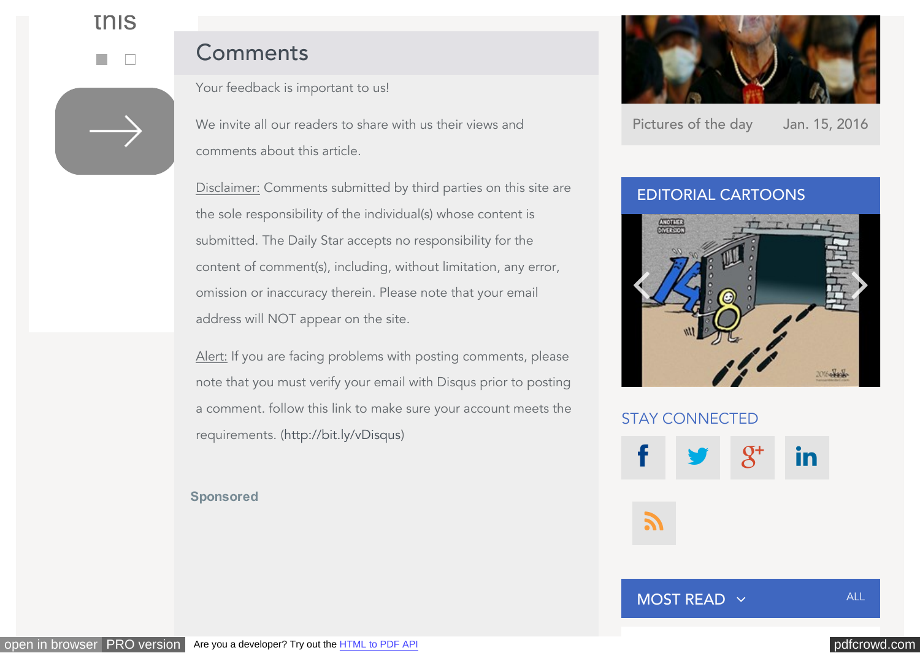this

## Comments

Your feedback is important to us!

We invite all our readers to share with us their views and comments about this article.

Disclaimer: Comments submitted by third parties on this site are the sole responsibility of the individual(s) whose content is submitted. The Daily Star accepts no responsibility for the content of comment(s), including, without limitation, any error, omission or inaccuracy therein. Please note that your email address will NOT appear on the site.

Alert: If you are facing problems with posting comments, please note that you must verify your email with Disqus prior to posting a comment. follow this link to make sure your account meets the requirements. (http://bit.ly/vDisqus)

**Sponsored**

Pictures of the day Jan. 15, 2016

## EDITORIAL CARTOONS

## STAY CONNECTED

## MOST READ

ALL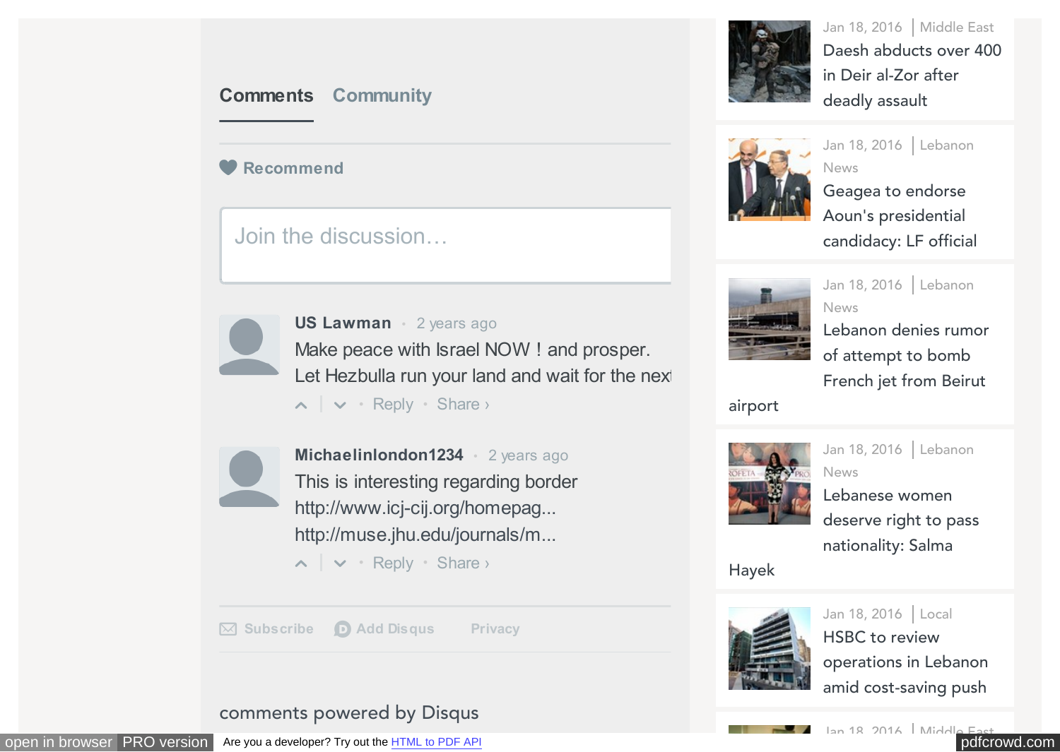Comments Community

Recommend

Join the discussion…

**US Lawman** · 2 years ago

Make peace with Israel NOW ! and prosper.
Let Hezbulla run your land and wait for the next

Reply · Share ›

**Michaelinlondon1234** · 2 years ago

This is interesting regarding border
http://www.icj-cij.org/homepag...
http://muse.jhu.edu/journals/m...

Reply · Share ›

Subscribe Add Disqus Privacy

comments powered by Disqus

Jan 18, 2016 | Middle East
Daesh abducts over 400 in Deir al-Zor after deadly assault

Jan 18, 2016 | Lebanon News
Geagea to endorse Aoun's presidential candidacy: LF official

Jan 18, 2016 | Lebanon News
Lebanon denies rumor of attempt to bomb French jet from Beirut airport

Jan 18, 2016 | Lebanon News
Lebanese women deserve right to pass nationality: Salma Hayek

Jan 18, 2016 | Local
HSBC to review operations in Lebanon amid cost-saving push

Jan 18, 2016 | Middle East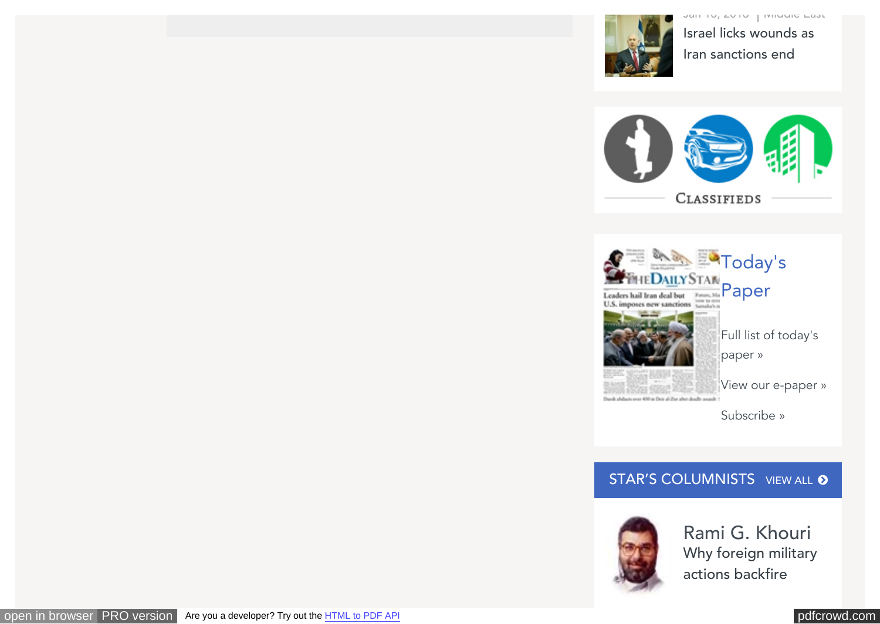Israel licks wounds as Iran sanctions end

CLASSIFIEDS

Today's Paper

Full list of today's paper »

View our e-paper »

Subscribe »

STAR'S COLUMNISTS VIEW ALL

Rami G. Khouri
Why foreign military actions backfire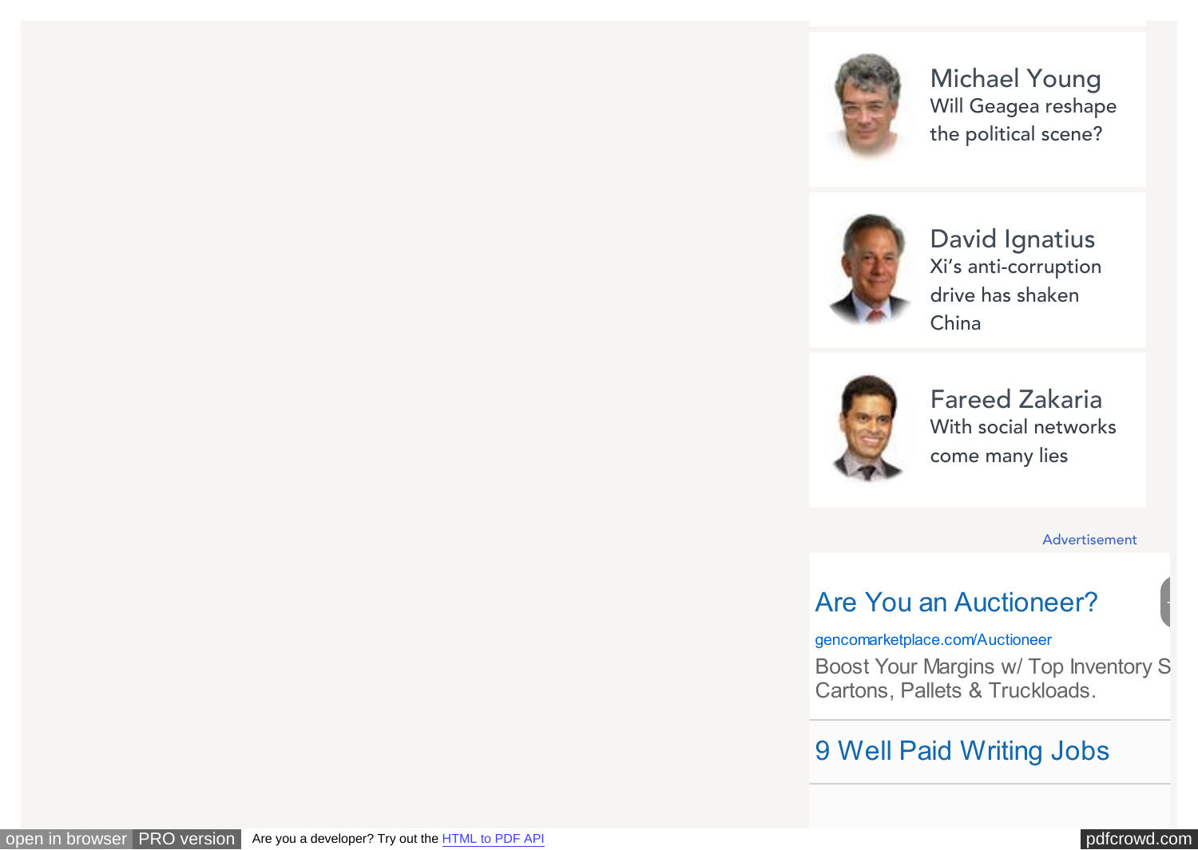Michael Young
Will Geagea reshape the political scene?

David Ignatius
Xi's anti-corruption drive has shaken China

Fareed Zakaria
With social networks come many lies

Advertisement

Are You an Auctioneer?

gencomarketplace.com/Auctioneer

Boost Your Margins w/ Top Inventory S Cartons, Pallets & Truckloads.

9 Well Paid Writing Jobs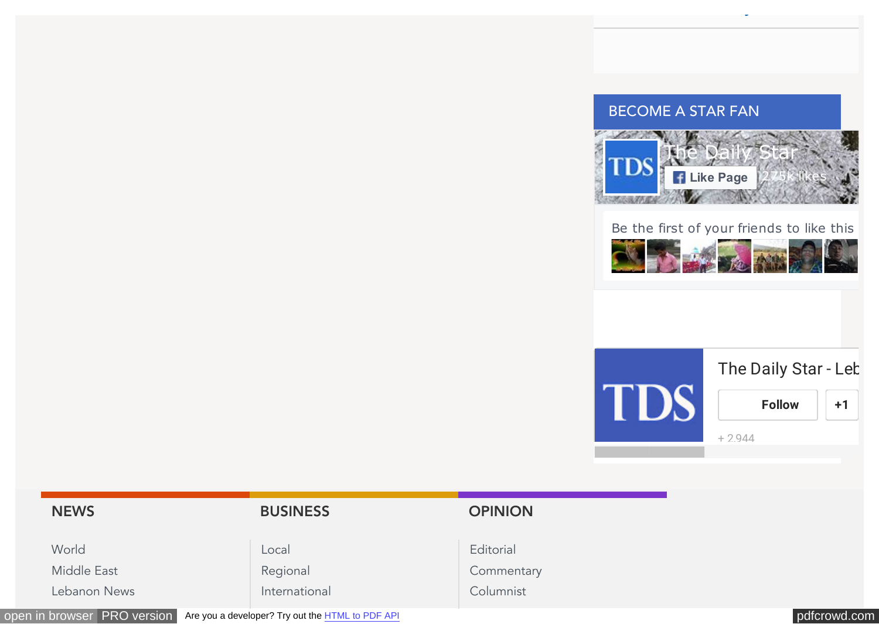## BECOME A STAR FAN

The Daily Star

Like Page 275k likes

Be the first of your friends to like this

The Daily Star - Leb

Follow +1

+ 2,944

## NEWS

World
Middle East
Lebanon News

## BUSINESS

Local
Regional
International

## OPINION

Editorial
Commentary
Columnist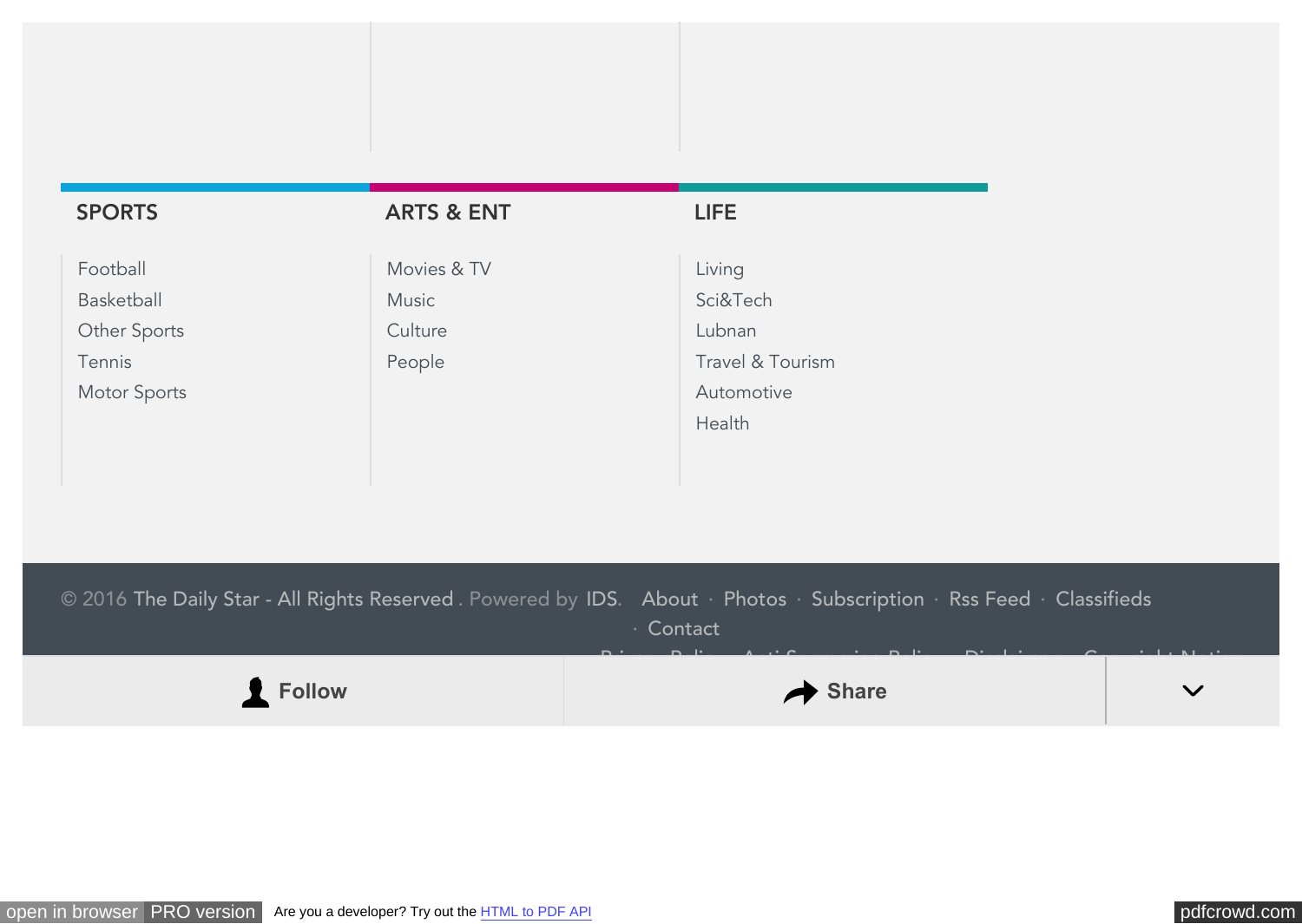## SPORTS

- Football
- Basketball
- Other Sports
- Tennis
- Motor Sports

## ARTS & ENT

- Movies & TV
- Music
- Culture
- People

## LIFE

- Living
- Sci&Tech
- Lubnan
- Travel & Tourism
- Automotive
- Health

© 2016 The Daily Star - All Rights Reserved . Powered by IDS. About · Photos · Subscription · Rss Feed · Classifieds · Contact

Follow Share